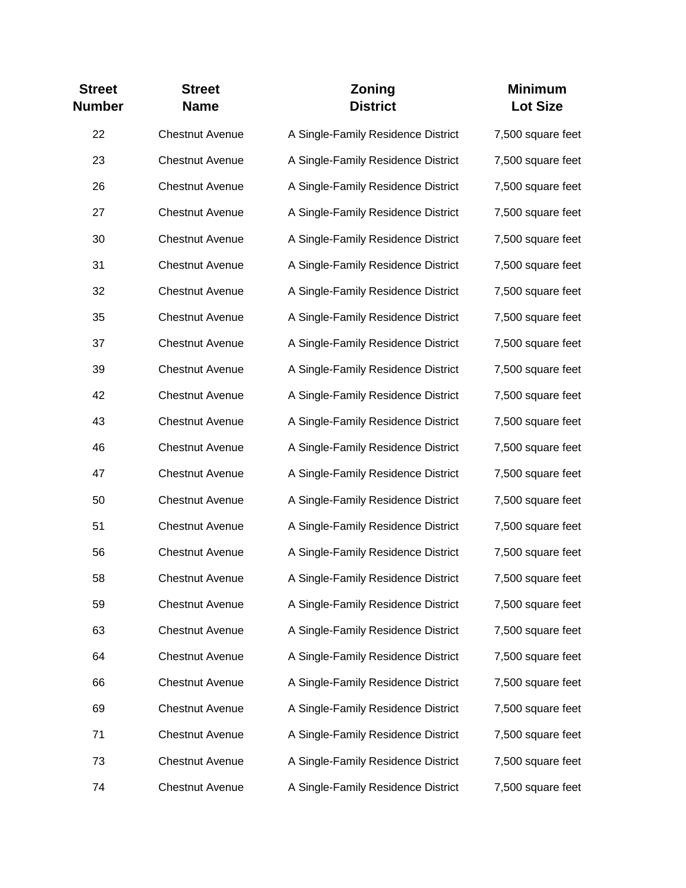| Street Number | Street Name | Zoning District | Minimum Lot Size |
|---|---|---|---|
| 22 | Chestnut Avenue | A Single-Family Residence District | 7,500 square feet |
| 23 | Chestnut Avenue | A Single-Family Residence District | 7,500 square feet |
| 26 | Chestnut Avenue | A Single-Family Residence District | 7,500 square feet |
| 27 | Chestnut Avenue | A Single-Family Residence District | 7,500 square feet |
| 30 | Chestnut Avenue | A Single-Family Residence District | 7,500 square feet |
| 31 | Chestnut Avenue | A Single-Family Residence District | 7,500 square feet |
| 32 | Chestnut Avenue | A Single-Family Residence District | 7,500 square feet |
| 35 | Chestnut Avenue | A Single-Family Residence District | 7,500 square feet |
| 37 | Chestnut Avenue | A Single-Family Residence District | 7,500 square feet |
| 39 | Chestnut Avenue | A Single-Family Residence District | 7,500 square feet |
| 42 | Chestnut Avenue | A Single-Family Residence District | 7,500 square feet |
| 43 | Chestnut Avenue | A Single-Family Residence District | 7,500 square feet |
| 46 | Chestnut Avenue | A Single-Family Residence District | 7,500 square feet |
| 47 | Chestnut Avenue | A Single-Family Residence District | 7,500 square feet |
| 50 | Chestnut Avenue | A Single-Family Residence District | 7,500 square feet |
| 51 | Chestnut Avenue | A Single-Family Residence District | 7,500 square feet |
| 56 | Chestnut Avenue | A Single-Family Residence District | 7,500 square feet |
| 58 | Chestnut Avenue | A Single-Family Residence District | 7,500 square feet |
| 59 | Chestnut Avenue | A Single-Family Residence District | 7,500 square feet |
| 63 | Chestnut Avenue | A Single-Family Residence District | 7,500 square feet |
| 64 | Chestnut Avenue | A Single-Family Residence District | 7,500 square feet |
| 66 | Chestnut Avenue | A Single-Family Residence District | 7,500 square feet |
| 69 | Chestnut Avenue | A Single-Family Residence District | 7,500 square feet |
| 71 | Chestnut Avenue | A Single-Family Residence District | 7,500 square feet |
| 73 | Chestnut Avenue | A Single-Family Residence District | 7,500 square feet |
| 74 | Chestnut Avenue | A Single-Family Residence District | 7,500 square feet |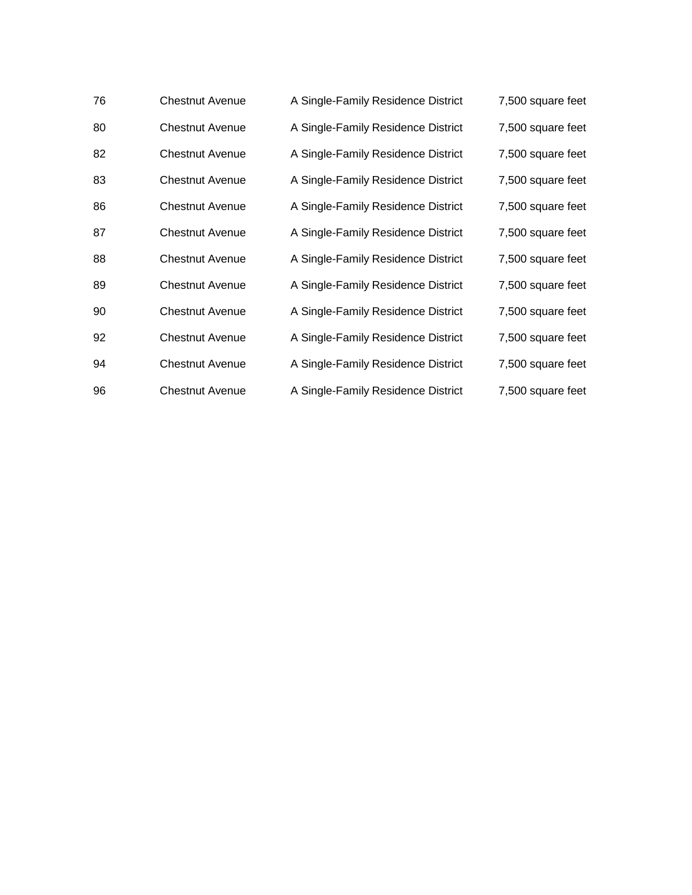| | | | |
|---|---|---|---|
| 76 | Chestnut Avenue | A Single-Family Residence District | 7,500 square feet |
| 80 | Chestnut Avenue | A Single-Family Residence District | 7,500 square feet |
| 82 | Chestnut Avenue | A Single-Family Residence District | 7,500 square feet |
| 83 | Chestnut Avenue | A Single-Family Residence District | 7,500 square feet |
| 86 | Chestnut Avenue | A Single-Family Residence District | 7,500 square feet |
| 87 | Chestnut Avenue | A Single-Family Residence District | 7,500 square feet |
| 88 | Chestnut Avenue | A Single-Family Residence District | 7,500 square feet |
| 89 | Chestnut Avenue | A Single-Family Residence District | 7,500 square feet |
| 90 | Chestnut Avenue | A Single-Family Residence District | 7,500 square feet |
| 92 | Chestnut Avenue | A Single-Family Residence District | 7,500 square feet |
| 94 | Chestnut Avenue | A Single-Family Residence District | 7,500 square feet |
| 96 | Chestnut Avenue | A Single-Family Residence District | 7,500 square feet |